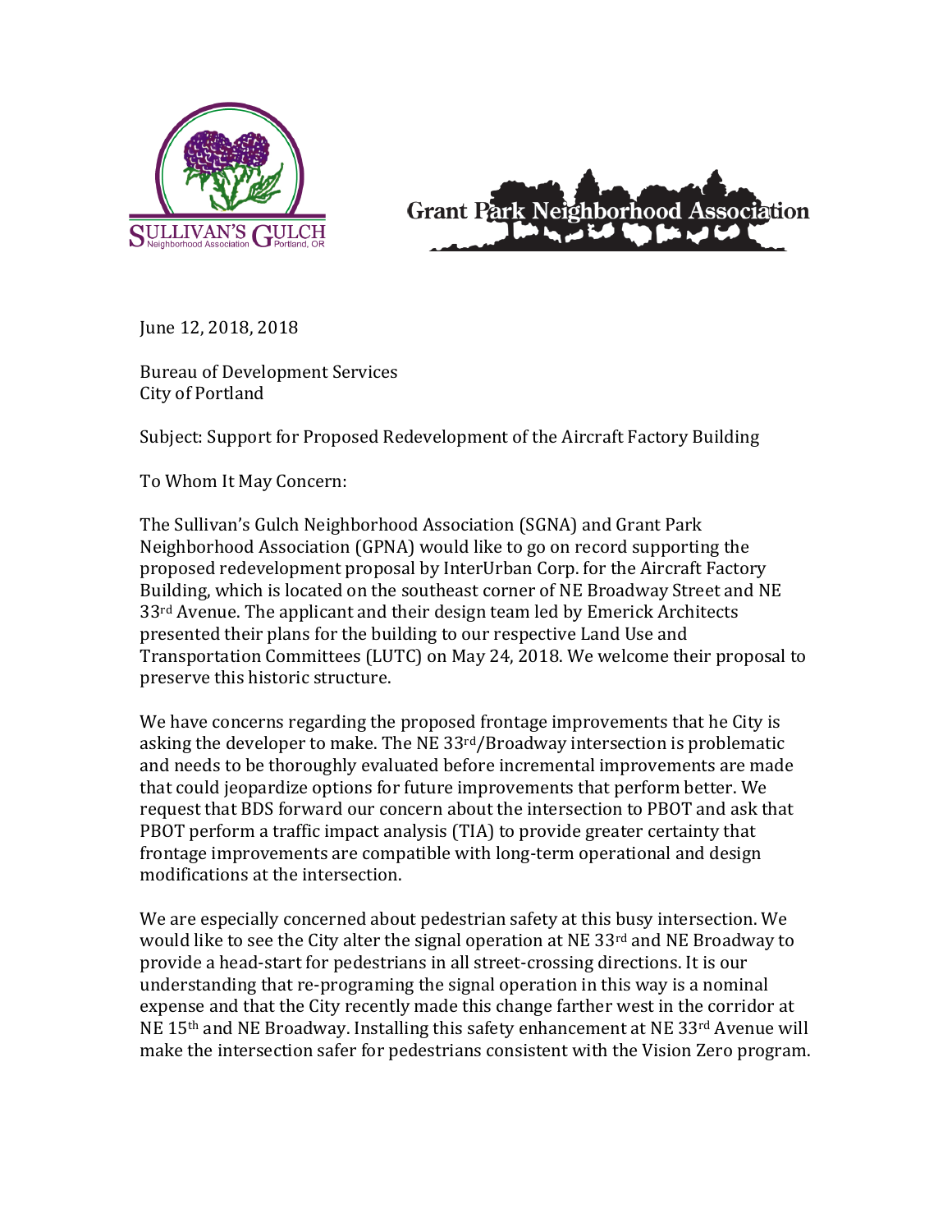Sullivan's Gulch Neighborhood Association Portland, OR

Grant Park Neighborhood Association

June 12, 2018, 2018

Bureau of Development Services
City of Portland

Subject: Support for Proposed Redevelopment of the Aircraft Factory Building

To Whom It May Concern:

The Sullivan's Gulch Neighborhood Association (SGNA) and Grant Park Neighborhood Association (GPNA) would like to go on record supporting the proposed redevelopment proposal by InterUrban Corp. for the Aircraft Factory Building, which is located on the southeast corner of NE Broadway Street and NE 33rd Avenue. The applicant and their design team led by Emerick Architects presented their plans for the building to our respective Land Use and Transportation Committees (LUTC) on May 24, 2018. We welcome their proposal to preserve this historic structure.

We have concerns regarding the proposed frontage improvements that he City is asking the developer to make. The NE 33rd/Broadway intersection is problematic and needs to be thoroughly evaluated before incremental improvements are made that could jeopardize options for future improvements that perform better. We request that BDS forward our concern about the intersection to PBOT and ask that PBOT perform a traffic impact analysis (TIA) to provide greater certainty that frontage improvements are compatible with long-term operational and design modifications at the intersection.

We are especially concerned about pedestrian safety at this busy intersection. We would like to see the City alter the signal operation at NE 33rd and NE Broadway to provide a head-start for pedestrians in all street-crossing directions. It is our understanding that re-programing the signal operation in this way is a nominal expense and that the City recently made this change farther west in the corridor at NE 15th and NE Broadway. Installing this safety enhancement at NE 33rd Avenue will make the intersection safer for pedestrians consistent with the Vision Zero program.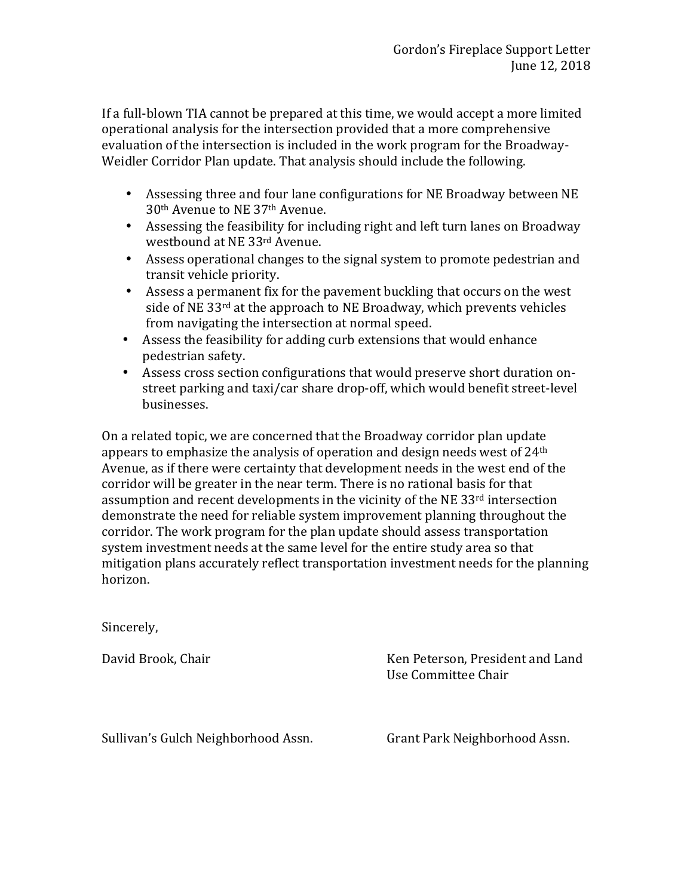If a full-blown TIA cannot be prepared at this time, we would accept a more limited operational analysis for the intersection provided that a more comprehensive evaluation of the intersection is included in the work program for the Broadway-Weidler Corridor Plan update. That analysis should include the following.

- Assessing three and four lane configurations for NE Broadway between NE 30th Avenue to NE 37th Avenue.
- Assessing the feasibility for including right and left turn lanes on Broadway westbound at NE 33rd Avenue.
- Assess operational changes to the signal system to promote pedestrian and transit vehicle priority.
- Assess a permanent fix for the pavement buckling that occurs on the west side of NE 33rd at the approach to NE Broadway, which prevents vehicles from navigating the intersection at normal speed.
- Assess the feasibility for adding curb extensions that would enhance pedestrian safety.
- Assess cross section configurations that would preserve short duration on-street parking and taxi/car share drop-off, which would benefit street-level businesses.

On a related topic, we are concerned that the Broadway corridor plan update appears to emphasize the analysis of operation and design needs west of 24th Avenue, as if there were certainty that development needs in the west end of the corridor will be greater in the near term. There is no rational basis for that assumption and recent developments in the vicinity of the NE 33rd intersection demonstrate the need for reliable system improvement planning throughout the corridor. The work program for the plan update should assess transportation system investment needs at the same level for the entire study area so that mitigation plans accurately reflect transportation investment needs for the planning horizon.

Sincerely,

David Brook, Chair

Sullivan's Gulch Neighborhood Assn.

Ken Peterson, President and Land Use Committee Chair

Grant Park Neighborhood Assn.